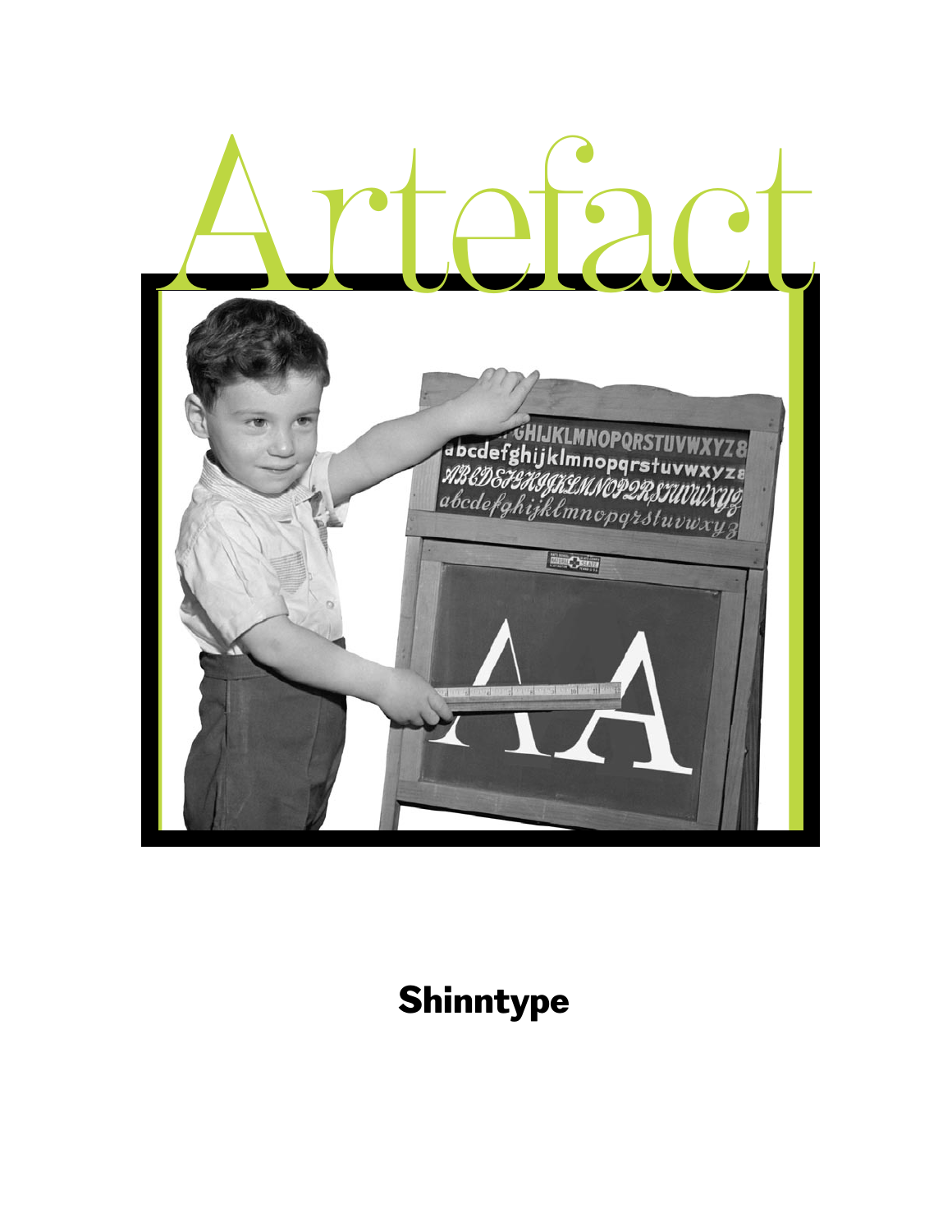# Artefact

**Shinntype**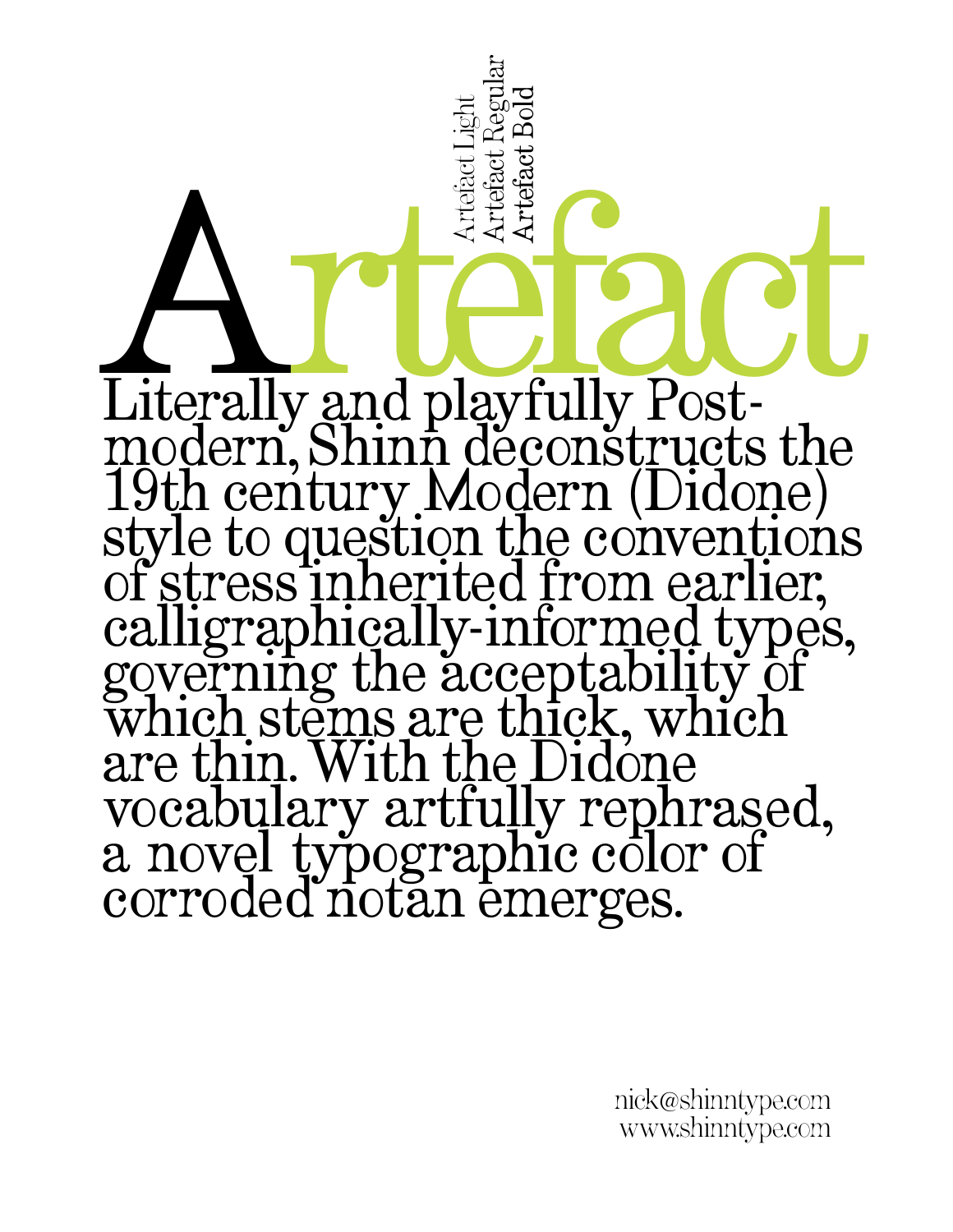# Artefact

Artefact Light
Artefact Regular
Artefact Bold

Literally and playfully Post-modern, Shinn deconstructs the 19th century Modern (Didone) style to question the conventions of stress inherited from earlier, calligraphically-informed types, governing the acceptability of which stems are thick, which are thin. With the Didone vocabulary artfully rephrased, a novel typographic color of corroded notan emerges.

nick@shinntype.com
www.shinntype.com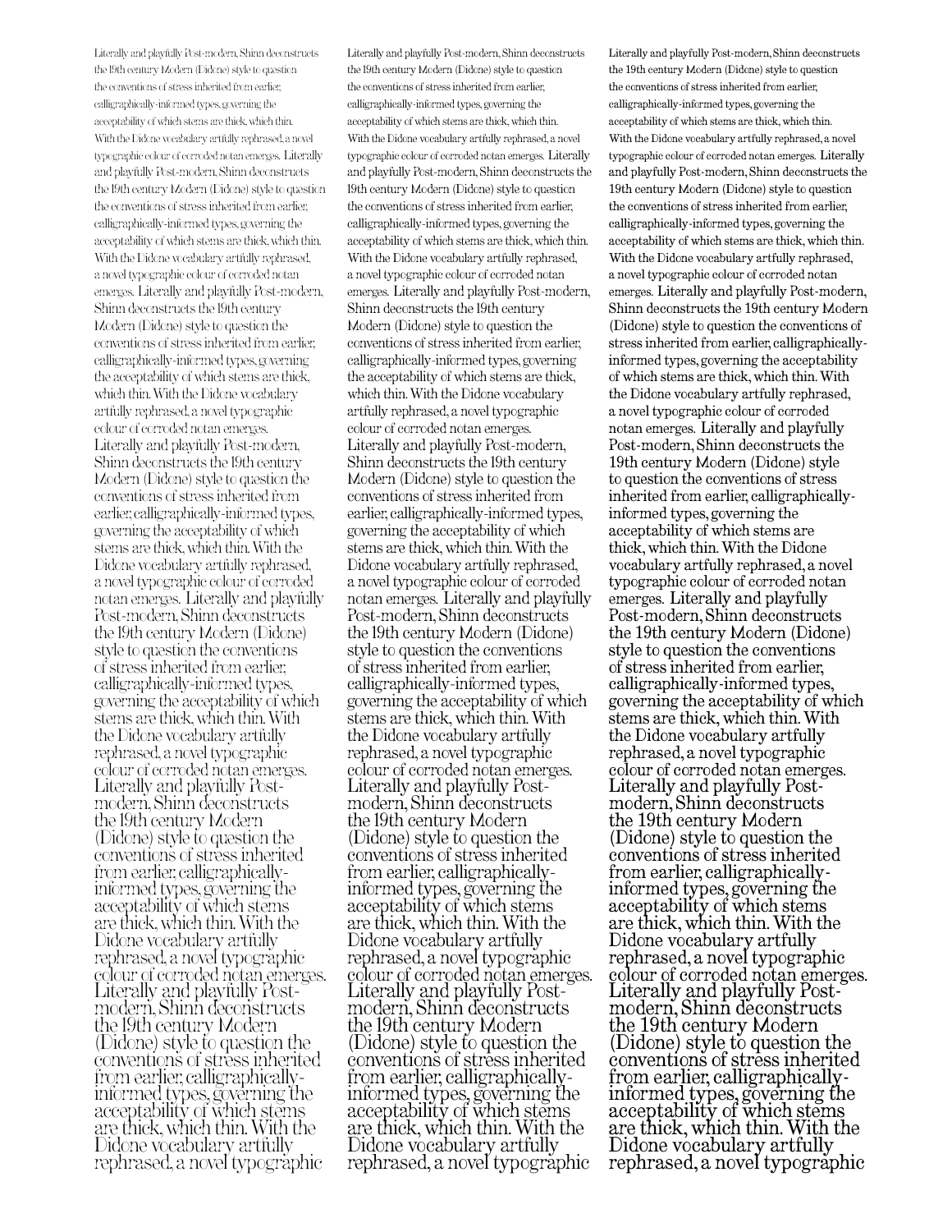Literally and playfully Post-modern, Shinn deconstructs the 19th century Modern (Didone) style to question the conventions of stress inherited from earlier, calligraphically-informed types, governing the acceptability of which stems are thick, which thin. With the Didone vocabulary artfully rephrased, a novel typographic colour of corroded notan emerges. Literally and playfully Post-modern, Shinn deconstructs the 19th century Modern (Didone) style to question the conventions of stress inherited from earlier, calligraphically-informed types, governing the acceptability of which stems are thick, which thin. With the Didone vocabulary artfully rephrased, a novel typographic colour of corroded notan emerges. Literally and playfully Post-modern, Shinn deconstructs the 19th century Modern (Didone) style to question the conventions of stress inherited from earlier, calligraphically-informed types, governing the acceptability of which stems are thick, which thin. With the Didone vocabulary artfully rephrased, a novel typographic colour of corroded notan emerges. Literally and playfully Post-modern, Shinn deconstructs the 19th century Modern (Didone) style to question the conventions of stress inherited from earlier, calligraphically-informed types, governing the acceptability of which stems are thick, which thin. With the Didone vocabulary artfully rephrased, a novel typographic colour of corroded notan emerges. Literally and playfully Post-modern, Shinn deconstructs the 19th century Modern (Didone) style to question the conventions of stress inherited from earlier, calligraphically-informed types, governing the acceptability of which stems are thick, which thin. With the Didone vocabulary artfully rephrased, a novel typographic colour of corroded notan emerges. Literally and playfully Post-modern, Shinn deconstructs the 19th century Modern (Didone) style to question the conventions of stress inherited from earlier, calligraphically-informed types, governing the acceptability of which stems are thick, which thin. With the Didone vocabulary artfully rephrased, a novel typographic colour of corroded notan emerges. Literally and playfully Post-modern, Shinn deconstructs the 19th century Modern (Didone) style to question the conventions of stress inherited from earlier, calligraphically-informed types, governing the acceptability of which stems are thick, which thin. With the Didone vocabulary artfully rephrased, a novel typographic

Literally and playfully Post-modern, Shinn deconstructs the 19th century Modern (Didone) style to question the conventions of stress inherited from earlier, calligraphically-informed types, governing the acceptability of which stems are thick, which thin. With the Didone vocabulary artfully rephrased, a novel typographic colour of corroded notan emerges. Literally and playfully Post-modern, Shinn deconstructs the 19th century Modern (Didone) style to question the conventions of stress inherited from earlier, calligraphically-informed types, governing the acceptability of which stems are thick, which thin. With the Didone vocabulary artfully rephrased, a novel typographic colour of corroded notan emerges. Literally and playfully Post-modern, Shinn deconstructs the 19th century Modern (Didone) style to question the conventions of stress inherited from earlier, calligraphically-informed types, governing the acceptability of which stems are thick, which thin. With the Didone vocabulary artfully rephrased, a novel typographic colour of corroded notan emerges. Literally and playfully Post-modern, Shinn deconstructs the 19th century Modern (Didone) style to question the conventions of stress inherited from earlier, calligraphically-informed types, governing the acceptability of which stems are thick, which thin. With the Didone vocabulary artfully rephrased, a novel typographic colour of corroded notan emerges. Literally and playfully Post-modern, Shinn deconstructs the 19th century Modern (Didone) style to question the conventions of stress inherited from earlier, calligraphically-informed types, governing the acceptability of which stems are thick, which thin. With the Didone vocabulary artfully rephrased, a novel typographic colour of corroded notan emerges. Literally and playfully Post-modern, Shinn deconstructs the 19th century Modern (Didone) style to question the conventions of stress inherited from earlier, calligraphically-informed types, governing the acceptability of which stems are thick, which thin. With the Didone vocabulary artfully rephrased, a novel typographic colour of corroded notan emerges. Literally and playfully Post-modern, Shinn deconstructs the 19th century Modern (Didone) style to question the conventions of stress inherited from earlier, calligraphically-informed types, governing the acceptability of which stems are thick, which thin. With the Didone vocabulary artfully rephrased, a novel typographic

Literally and playfully Post-modern, Shinn deconstructs the 19th century Modern (Didone) style to question the conventions of stress inherited from earlier, calligraphically-informed types, governing the acceptability of which stems are thick, which thin. With the Didone vocabulary artfully rephrased, a novel typographic colour of corroded notan emerges. Literally and playfully Post-modern, Shinn deconstructs the 19th century Modern (Didone) style to question the conventions of stress inherited from earlier, calligraphically-informed types, governing the acceptability of which stems are thick, which thin. With the Didone vocabulary artfully rephrased, a novel typographic colour of corroded notan emerges. Literally and playfully Post-modern, Shinn deconstructs the 19th century Modern (Didone) style to question the conventions of stress inherited from earlier, calligraphically-informed types, governing the acceptability of which stems are thick, which thin. With the Didone vocabulary artfully rephrased, a novel typographic colour of corroded notan emerges. Literally and playfully Post-modern, Shinn deconstructs the 19th century Modern (Didone) style to question the conventions of stress inherited from earlier, calligraphically-informed types, governing the acceptability of which stems are thick, which thin. With the Didone vocabulary artfully rephrased, a novel typographic colour of corroded notan emerges. Literally and playfully Post-modern, Shinn deconstructs the 19th century Modern (Didone) style to question the conventions of stress inherited from earlier, calligraphically-informed types, governing the acceptability of which stems are thick, which thin. With the Didone vocabulary artfully rephrased, a novel typographic colour of corroded notan emerges. Literally and playfully Post-modern, Shinn deconstructs the 19th century Modern (Didone) style to question the conventions of stress inherited from earlier, calligraphically-informed types, governing the acceptability of which stems are thick, which thin. With the Didone vocabulary artfully rephrased, a novel typographic colour of corroded notan emerges. Literally and playfully Post-modern, Shinn deconstructs the 19th century Modern (Didone) style to question the conventions of stress inherited from earlier, calligraphically-informed types, governing the acceptability of which stems are thick, which thin. With the Didone vocabulary artfully rephrased, a novel typographic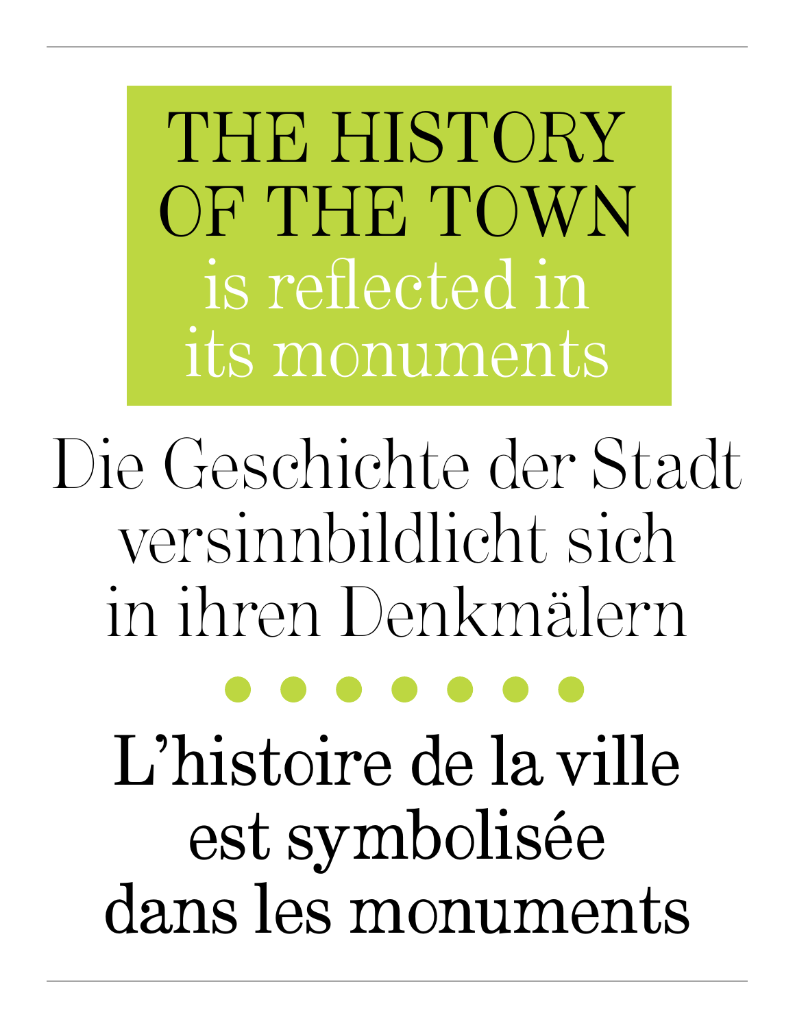# THE HISTORY OF THE TOWN is reflected in its monuments

Die Geschichte der Stadt versinnbildlicht sich in ihren Denkmälern

L’histoire de la ville est symbolisée dans les monuments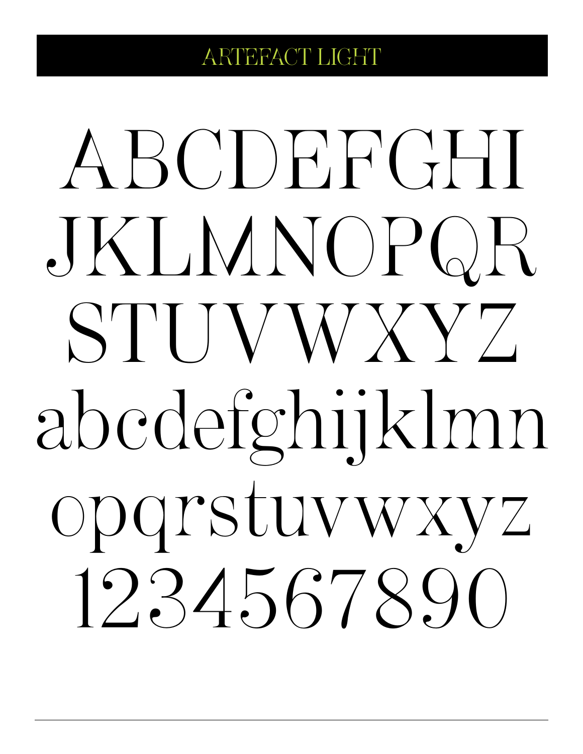# ARTEFACT LIGHT

ABCDEFGHI
JKLMNOPQR
STUVWXYZ
abcdefghijklmn
opqrstuvwxyz
1234567890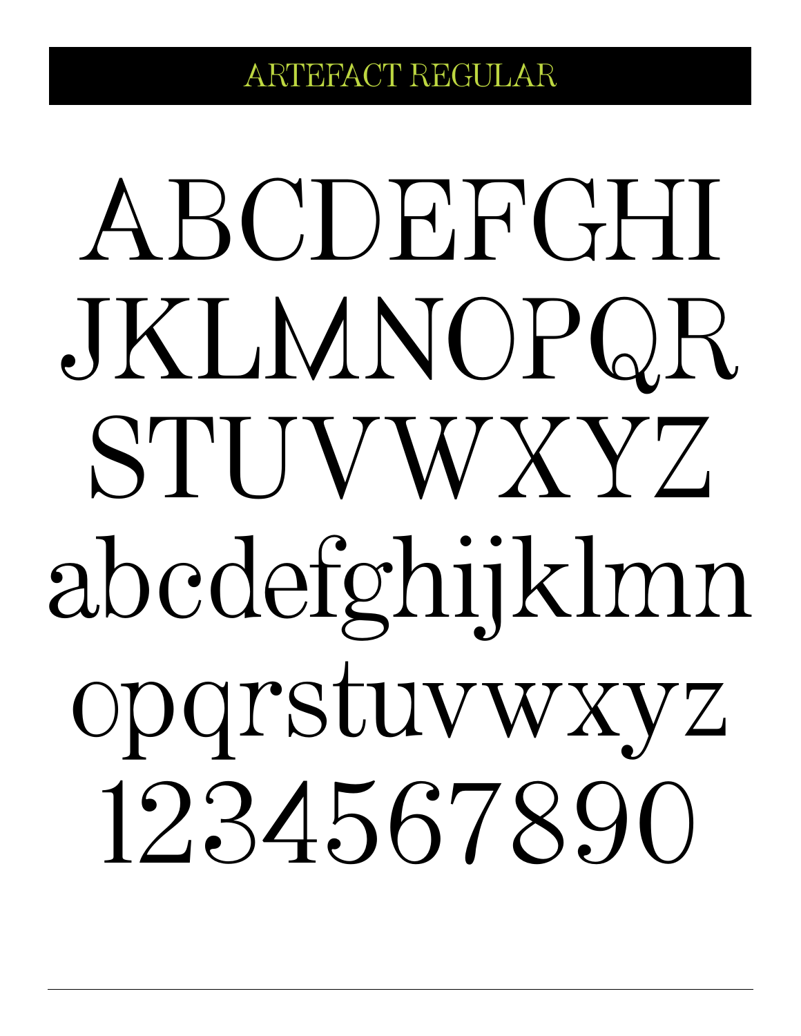# ARTEFACT REGULAR

ABCDEFGHI
JKLMNOPQR
STUVWXYZ
abcdefghijklmn
opqrstuvwxyz
1234567890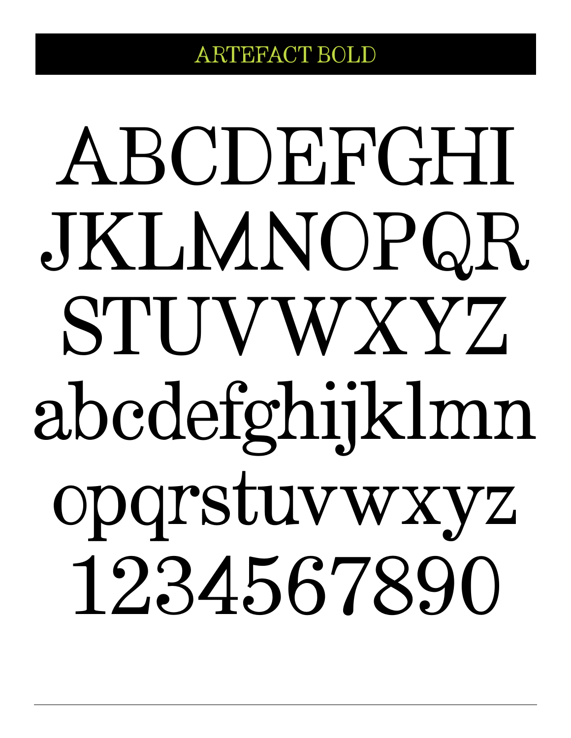# ARTEFACT BOLD

ABCDEFGHI
JKLMNOPQR
STUVWXYZ
abcdefghijklmn
opqrstuvwxyz
1234567890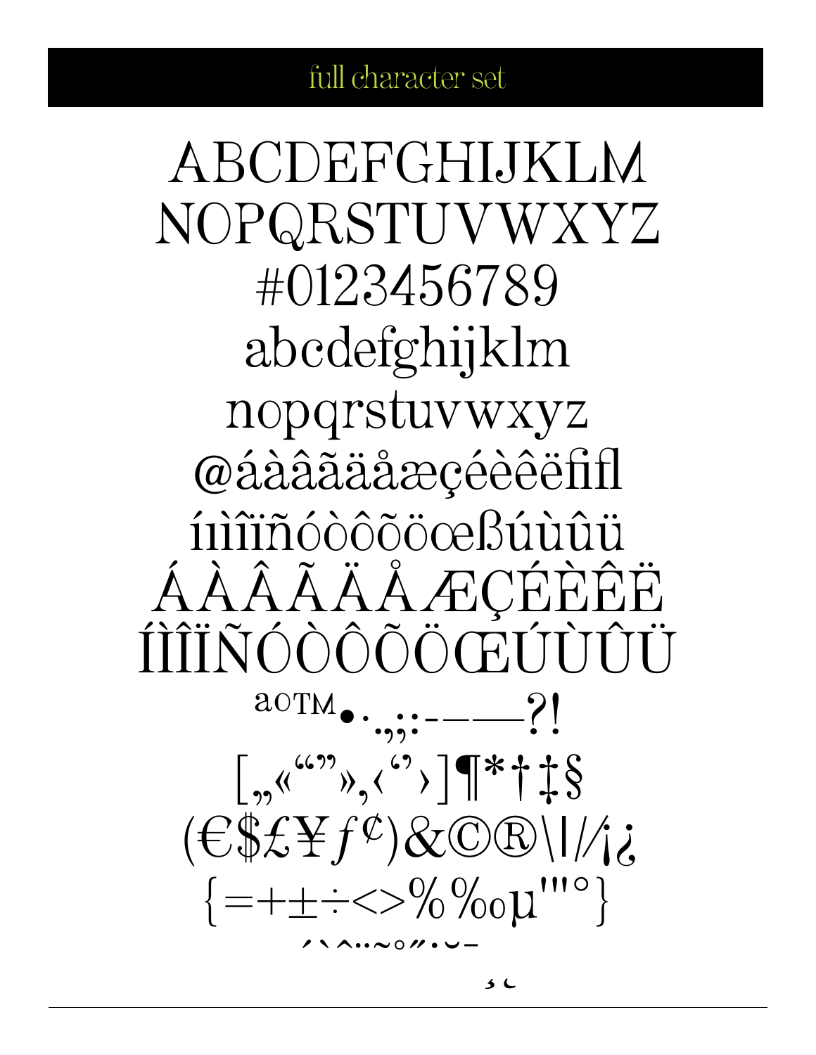# full character set

ABCDEFGHIJKLM

NOPQRSTUVWXYZ

#0123456789

abcdefghijklm

nopqrstuvwxyz

@áàâãäåæçéèêëfifl

íìîïñóòôõöœßúùûü

ÁÀÂÃÄÅÆÇÉÈÊË

ÍÌÎÏÑÓÒÔÕÖŒÚÙÛÜ

ªº™•·.,;:-–—?!

[„«“”»‚‹‘’›]¶*†‡§

(€$£¥ƒ¢)&©®\|/¡¿

{=+±÷<>%‰µ'"°}

´`ˆ¨˜˚˝˙˘¯

¸˛